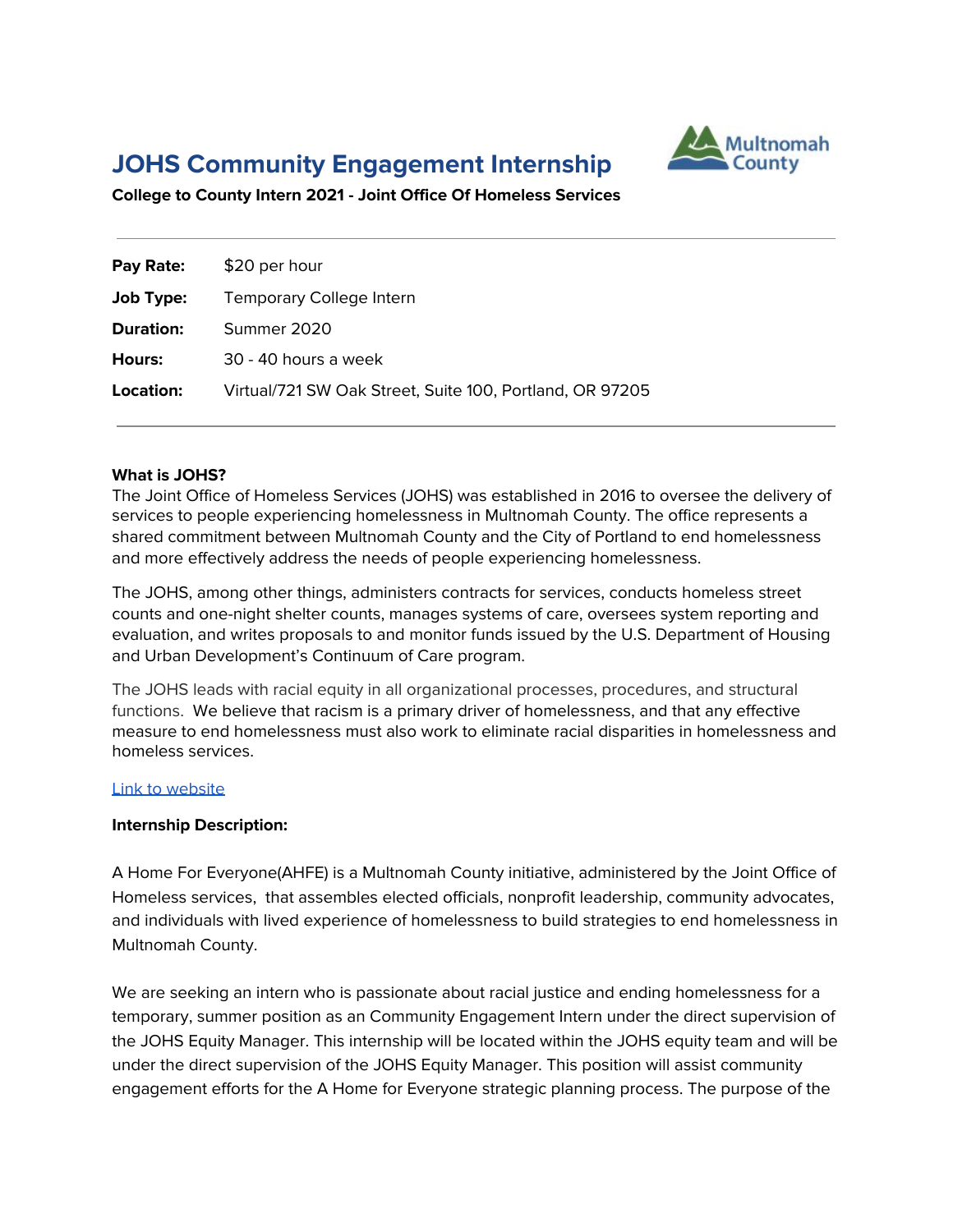# JOHS Community Engagement Internship

**College to County Intern 2021 - Joint Office Of Homeless Services**

---

| | |
|---|---|
| **Pay Rate:** | $20 per hour |
| **Job Type:** | Temporary College Intern |
| **Duration:** | Summer 2020 |
| **Hours:** | 30 - 40 hours a week |
| **Location:** | Virtual/721 SW Oak Street, Suite 100, Portland, OR 97205 |

---

**What is JOHS?**

The Joint Office of Homeless Services (JOHS) was established in 2016 to oversee the delivery of services to people experiencing homelessness in Multnomah County. The office represents a shared commitment between Multnomah County and the City of Portland to end homelessness and more effectively address the needs of people experiencing homelessness.

The JOHS, among other things, administers contracts for services, conducts homeless street counts and one-night shelter counts, manages systems of care, oversees system reporting and evaluation, and writes proposals to and monitor funds issued by the U.S. Department of Housing and Urban Development's Continuum of Care program.

The JOHS leads with racial equity in all organizational processes, procedures, and structural functions. We believe that racism is a primary driver of homelessness, and that any effective measure to end homelessness must also work to eliminate racial disparities in homelessness and homeless services.

Link to website

**Internship Description:**

A Home For Everyone(AHFE) is a Multnomah County initiative, administered by the Joint Office of Homeless services, that assembles elected officials, nonprofit leadership, community advocates, and individuals with lived experience of homelessness to build strategies to end homelessness in Multnomah County.

We are seeking an intern who is passionate about racial justice and ending homelessness for a temporary, summer position as an Community Engagement Intern under the direct supervision of the JOHS Equity Manager. This internship will be located within the JOHS equity team and will be under the direct supervision of the JOHS Equity Manager. This position will assist community engagement efforts for the A Home for Everyone strategic planning process. The purpose of the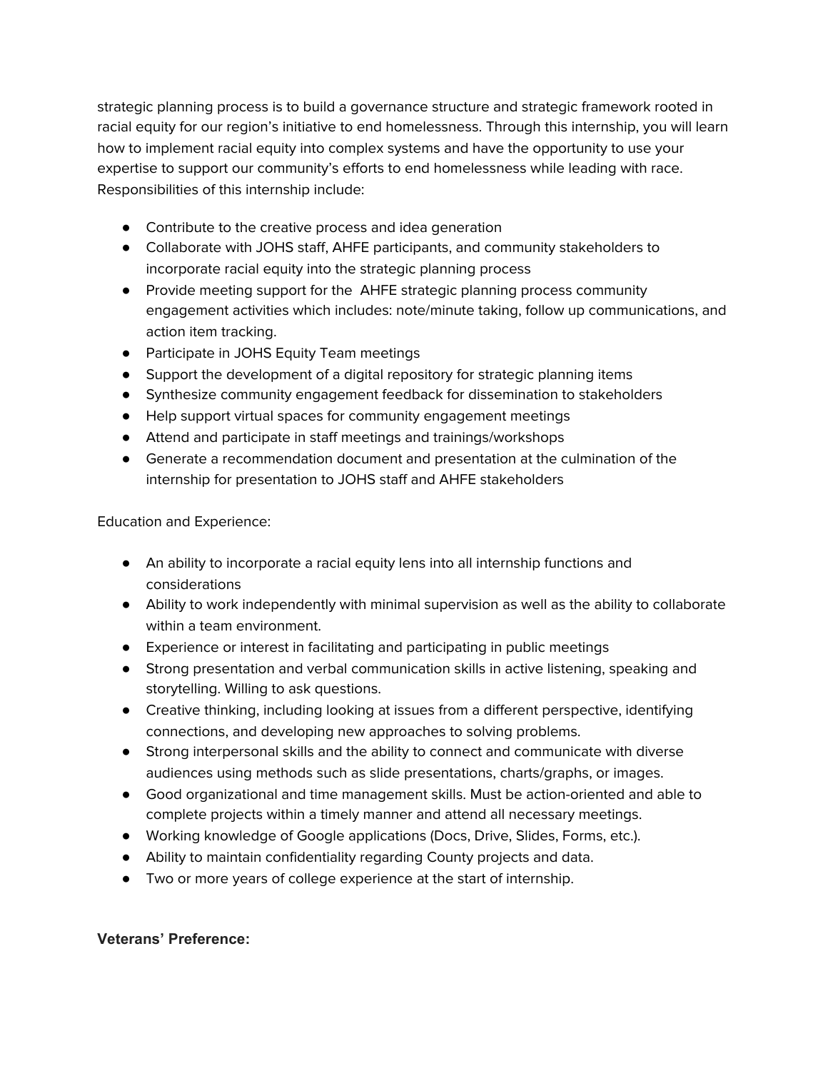strategic planning process is to build a governance structure and strategic framework rooted in racial equity for our region's initiative to end homelessness. Through this internship, you will learn how to implement racial equity into complex systems and have the opportunity to use your expertise to support our community's efforts to end homelessness while leading with race. Responsibilities of this internship include:

- Contribute to the creative process and idea generation
- Collaborate with JOHS staff, AHFE participants, and community stakeholders to incorporate racial equity into the strategic planning process
- Provide meeting support for the AHFE strategic planning process community engagement activities which includes: note/minute taking, follow up communications, and action item tracking.
- Participate in JOHS Equity Team meetings
- Support the development of a digital repository for strategic planning items
- Synthesize community engagement feedback for dissemination to stakeholders
- Help support virtual spaces for community engagement meetings
- Attend and participate in staff meetings and trainings/workshops
- Generate a recommendation document and presentation at the culmination of the internship for presentation to JOHS staff and AHFE stakeholders

Education and Experience:

- An ability to incorporate a racial equity lens into all internship functions and considerations
- Ability to work independently with minimal supervision as well as the ability to collaborate within a team environment.
- Experience or interest in facilitating and participating in public meetings
- Strong presentation and verbal communication skills in active listening, speaking and storytelling. Willing to ask questions.
- Creative thinking, including looking at issues from a different perspective, identifying connections, and developing new approaches to solving problems.
- Strong interpersonal skills and the ability to connect and communicate with diverse audiences using methods such as slide presentations, charts/graphs, or images.
- Good organizational and time management skills. Must be action-oriented and able to complete projects within a timely manner and attend all necessary meetings.
- Working knowledge of Google applications (Docs, Drive, Slides, Forms, etc.).
- Ability to maintain confidentiality regarding County projects and data.
- Two or more years of college experience at the start of internship.

**Veterans' Preference:**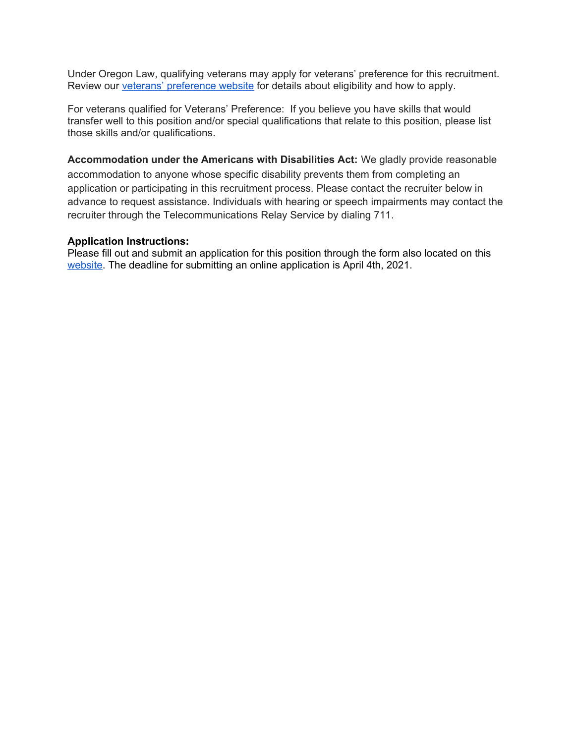Under Oregon Law, qualifying veterans may apply for veterans' preference for this recruitment. Review our [veterans' preference website]() for details about eligibility and how to apply.

For veterans qualified for Veterans' Preference: If you believe you have skills that would transfer well to this position and/or special qualifications that relate to this position, please list those skills and/or qualifications.

**Accommodation under the Americans with Disabilities Act:** We gladly provide reasonable accommodation to anyone whose specific disability prevents them from completing an application or participating in this recruitment process. Please contact the recruiter below in advance to request assistance. Individuals with hearing or speech impairments may contact the recruiter through the Telecommunications Relay Service by dialing 711.

**Application Instructions:**
Please fill out and submit an application for this position through the form also located on this [website](). The deadline for submitting an online application is April 4th, 2021.